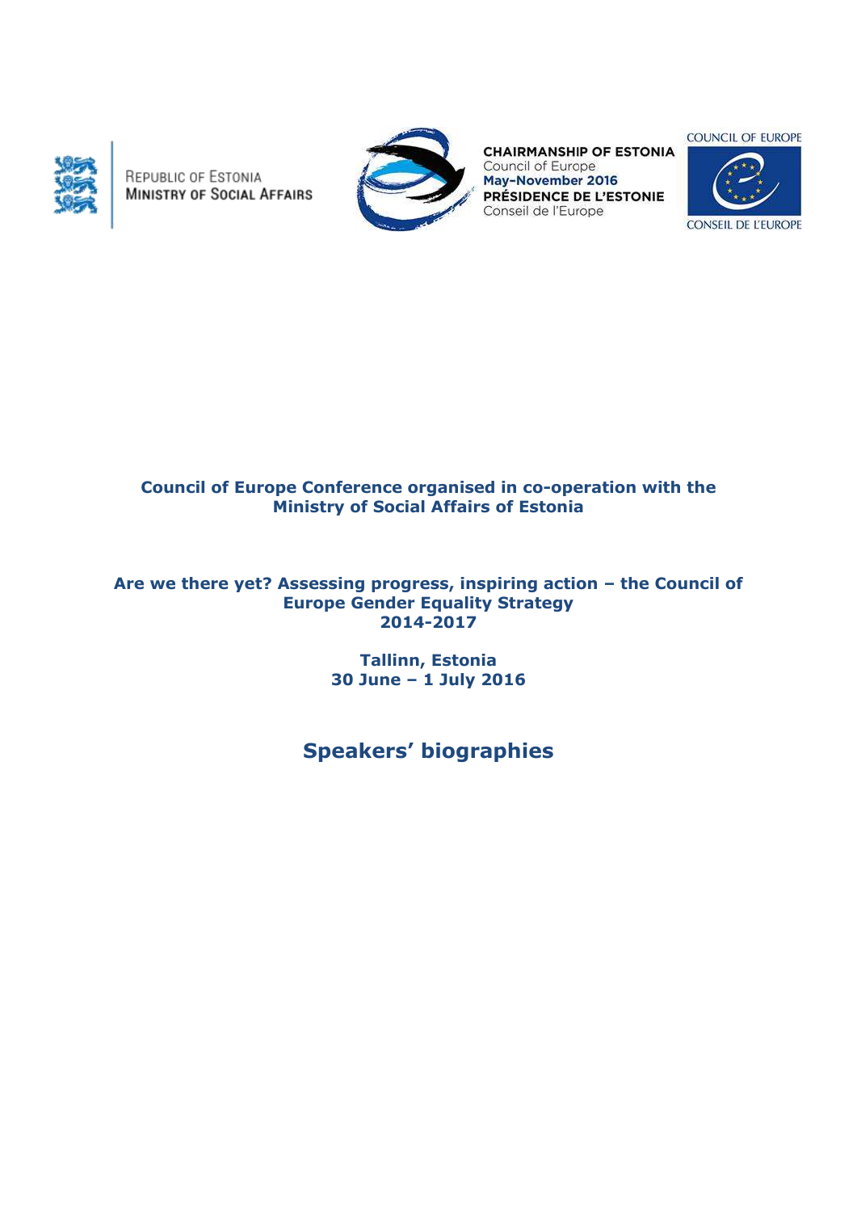REPUBLIC OF ESTONIA
MINISTRY OF SOCIAL AFFAIRS

CHAIRMANSHIP OF ESTONIA
Council of Europe
May–November 2016
PRÉSIDENCE DE L'ESTONIE
Conseil de l'Europe

COUNCIL OF EUROPE
CONSEIL DE L'EUROPE

**Council of Europe Conference organised in co-operation with the Ministry of Social Affairs of Estonia**

**Are we there yet? Assessing progress, inspiring action – the Council of Europe Gender Equality Strategy 2014-2017**

**Tallinn, Estonia**
**30 June – 1 July 2016**

# Speakers' biographies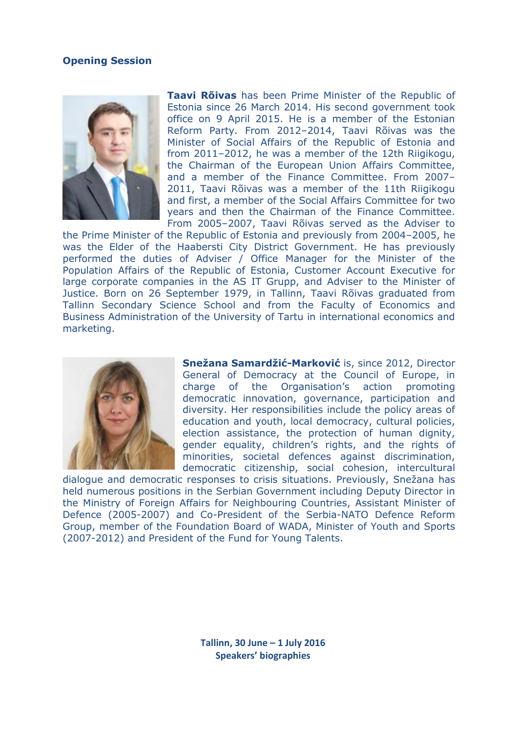## Opening Session

**Taavi Rõivas** has been Prime Minister of the Republic of Estonia since 26 March 2014. His second government took office on 9 April 2015. He is a member of the Estonian Reform Party. From 2012–2014, Taavi Rõivas was the Minister of Social Affairs of the Republic of Estonia and from 2011–2012, he was a member of the 12th Riigikogu, the Chairman of the European Union Affairs Committee, and a member of the Finance Committee. From 2007–2011, Taavi Rõivas was a member of the 11th Riigikogu and first, a member of the Social Affairs Committee for two years and then the Chairman of the Finance Committee. From 2005–2007, Taavi Rõivas served as the Adviser to the Prime Minister of the Republic of Estonia and previously from 2004–2005, he was the Elder of the Haabersti City District Government. He has previously performed the duties of Adviser / Office Manager for the Minister of the Population Affairs of the Republic of Estonia, Customer Account Executive for large corporate companies in the AS IT Grupp, and Adviser to the Minister of Justice. Born on 26 September 1979, in Tallinn, Taavi Rõivas graduated from Tallinn Secondary Science School and from the Faculty of Economics and Business Administration of the University of Tartu in international economics and marketing.

**Snežana Samardžić-Marković** is, since 2012, Director General of Democracy at the Council of Europe, in charge of the Organisation's action promoting democratic innovation, governance, participation and diversity. Her responsibilities include the policy areas of education and youth, local democracy, cultural policies, election assistance, the protection of human dignity, gender equality, children's rights, and the rights of minorities, societal defences against discrimination, democratic citizenship, social cohesion, intercultural dialogue and democratic responses to crisis situations. Previously, Snežana has held numerous positions in the Serbian Government including Deputy Director in the Ministry of Foreign Affairs for Neighbouring Countries, Assistant Minister of Defence (2005-2007) and Co-President of the Serbia-NATO Defence Reform Group, member of the Foundation Board of WADA, Minister of Youth and Sports (2007-2012) and President of the Fund for Young Talents.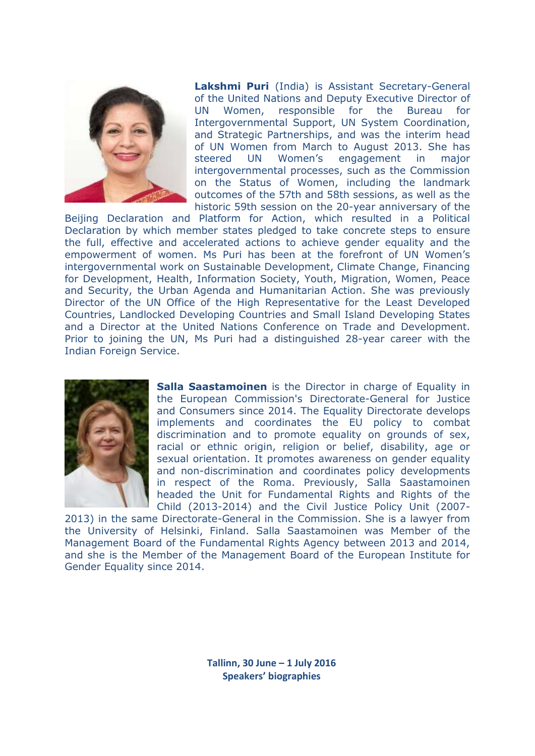**Lakshmi Puri** (India) is Assistant Secretary-General of the United Nations and Deputy Executive Director of UN Women, responsible for the Bureau for Intergovernmental Support, UN System Coordination, and Strategic Partnerships, and was the interim head of UN Women from March to August 2013. She has steered UN Women's engagement in major intergovernmental processes, such as the Commission on the Status of Women, including the landmark outcomes of the 57th and 58th sessions, as well as the historic 59th session on the 20-year anniversary of the Beijing Declaration and Platform for Action, which resulted in a Political Declaration by which member states pledged to take concrete steps to ensure the full, effective and accelerated actions to achieve gender equality and the empowerment of women. Ms Puri has been at the forefront of UN Women's intergovernmental work on Sustainable Development, Climate Change, Financing for Development, Health, Information Society, Youth, Migration, Women, Peace and Security, the Urban Agenda and Humanitarian Action. She was previously Director of the UN Office of the High Representative for the Least Developed Countries, Landlocked Developing Countries and Small Island Developing States and a Director at the United Nations Conference on Trade and Development. Prior to joining the UN, Ms Puri had a distinguished 28-year career with the Indian Foreign Service.

**Salla Saastamoinen** is the Director in charge of Equality in the European Commission's Directorate-General for Justice and Consumers since 2014. The Equality Directorate develops implements and coordinates the EU policy to combat discrimination and to promote equality on grounds of sex, racial or ethnic origin, religion or belief, disability, age or sexual orientation. It promotes awareness on gender equality and non-discrimination and coordinates policy developments in respect of the Roma. Previously, Salla Saastamoinen headed the Unit for Fundamental Rights and Rights of the Child (2013-2014) and the Civil Justice Policy Unit (2007-2013) in the same Directorate-General in the Commission. She is a lawyer from the University of Helsinki, Finland. Salla Saastamoinen was Member of the Management Board of the Fundamental Rights Agency between 2013 and 2014, and she is the Member of the Management Board of the European Institute for Gender Equality since 2014.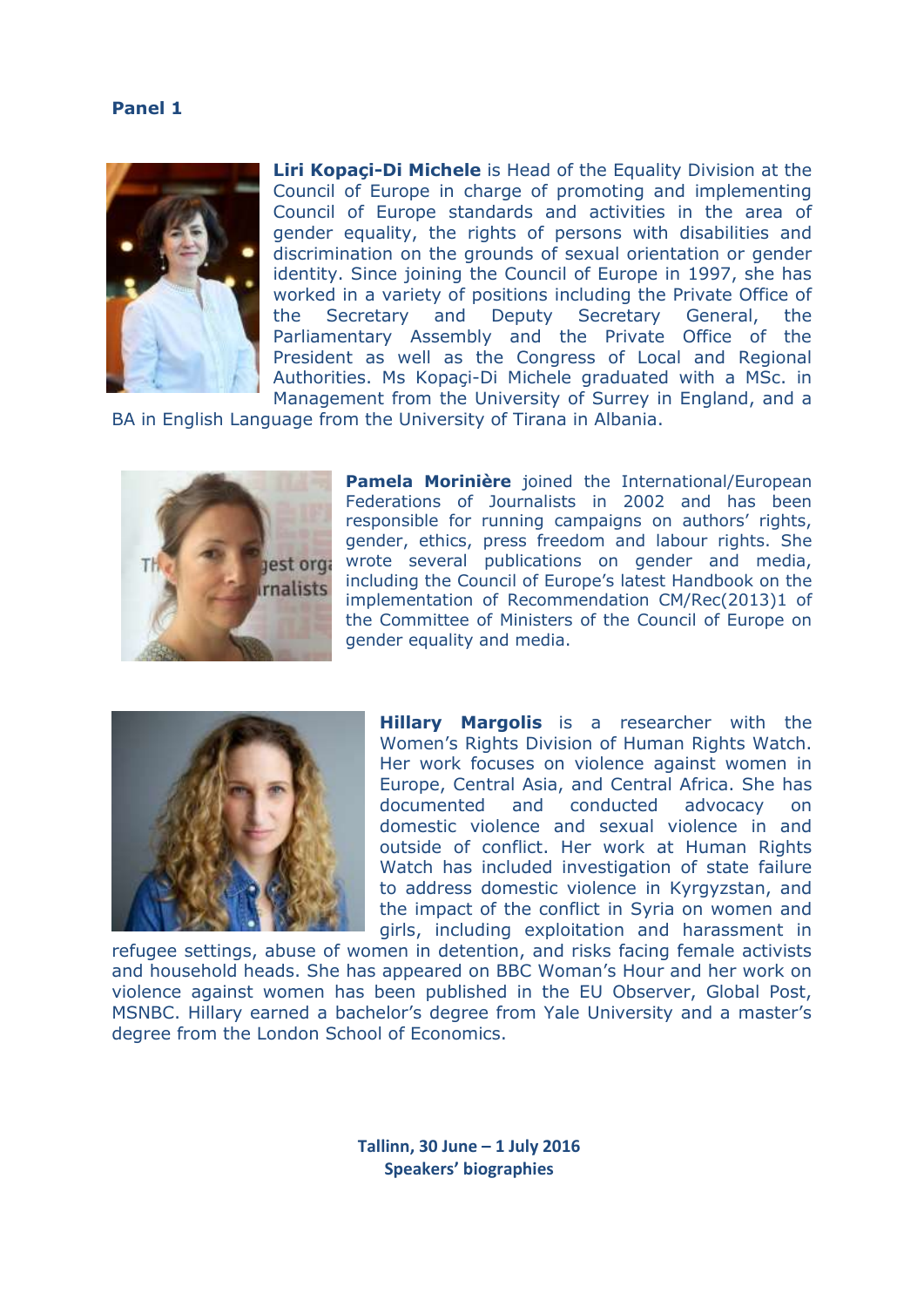## Panel 1

**Liri Kopaçi-Di Michele** is Head of the Equality Division at the Council of Europe in charge of promoting and implementing Council of Europe standards and activities in the area of gender equality, the rights of persons with disabilities and discrimination on the grounds of sexual orientation or gender identity. Since joining the Council of Europe in 1997, she has worked in a variety of positions including the Private Office of the Secretary and Deputy Secretary General, the Parliamentary Assembly and the Private Office of the President as well as the Congress of Local and Regional Authorities. Ms Kopaçi-Di Michele graduated with a MSc. in Management from the University of Surrey in England, and a BA in English Language from the University of Tirana in Albania.

**Pamela Morinière** joined the International/European Federations of Journalists in 2002 and has been responsible for running campaigns on authors' rights, gender, ethics, press freedom and labour rights. She wrote several publications on gender and media, including the Council of Europe's latest Handbook on the implementation of Recommendation CM/Rec(2013)1 of the Committee of Ministers of the Council of Europe on gender equality and media.

**Hillary Margolis** is a researcher with the Women's Rights Division of Human Rights Watch. Her work focuses on violence against women in Europe, Central Asia, and Central Africa. She has documented and conducted advocacy on domestic violence and sexual violence in and outside of conflict. Her work at Human Rights Watch has included investigation of state failure to address domestic violence in Kyrgyzstan, and the impact of the conflict in Syria on women and girls, including exploitation and harassment in refugee settings, abuse of women in detention, and risks facing female activists and household heads. She has appeared on BBC Woman's Hour and her work on violence against women has been published in the EU Observer, Global Post, MSNBC. Hillary earned a bachelor's degree from Yale University and a master's degree from the London School of Economics.

**Tallinn, 30 June – 1 July 2016**
**Speakers' biographies**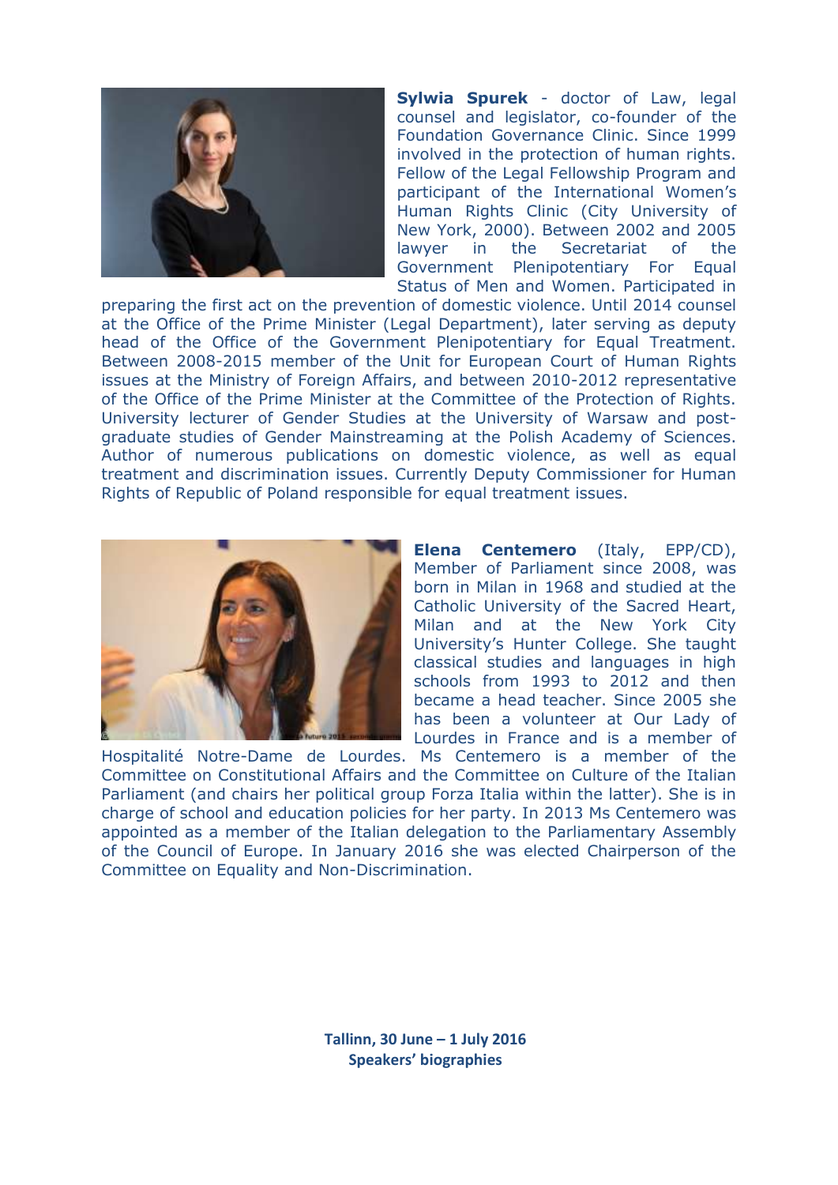**Sylwia Spurek** - doctor of Law, legal counsel and legislator, co-founder of the Foundation Governance Clinic. Since 1999 involved in the protection of human rights. Fellow of the Legal Fellowship Program and participant of the International Women's Human Rights Clinic (City University of New York, 2000). Between 2002 and 2005 lawyer in the Secretariat of the Government Plenipotentiary For Equal Status of Men and Women. Participated in preparing the first act on the prevention of domestic violence. Until 2014 counsel at the Office of the Prime Minister (Legal Department), later serving as deputy head of the Office of the Government Plenipotentiary for Equal Treatment. Between 2008-2015 member of the Unit for European Court of Human Rights issues at the Ministry of Foreign Affairs, and between 2010-2012 representative of the Office of the Prime Minister at the Committee of the Protection of Rights. University lecturer of Gender Studies at the University of Warsaw and post-graduate studies of Gender Mainstreaming at the Polish Academy of Sciences. Author of numerous publications on domestic violence, as well as equal treatment and discrimination issues. Currently Deputy Commissioner for Human Rights of Republic of Poland responsible for equal treatment issues.

**Elena Centemero** (Italy, EPP/CD), Member of Parliament since 2008, was born in Milan in 1968 and studied at the Catholic University of the Sacred Heart, Milan and at the New York City University's Hunter College. She taught classical studies and languages in high schools from 1993 to 2012 and then became a head teacher. Since 2005 she has been a volunteer at Our Lady of Lourdes in France and is a member of Hospitalité Notre-Dame de Lourdes. Ms Centemero is a member of the Committee on Constitutional Affairs and the Committee on Culture of the Italian Parliament (and chairs her political group Forza Italia within the latter). She is in charge of school and education policies for her party. In 2013 Ms Centemero was appointed as a member of the Italian delegation to the Parliamentary Assembly of the Council of Europe. In January 2016 she was elected Chairperson of the Committee on Equality and Non-Discrimination.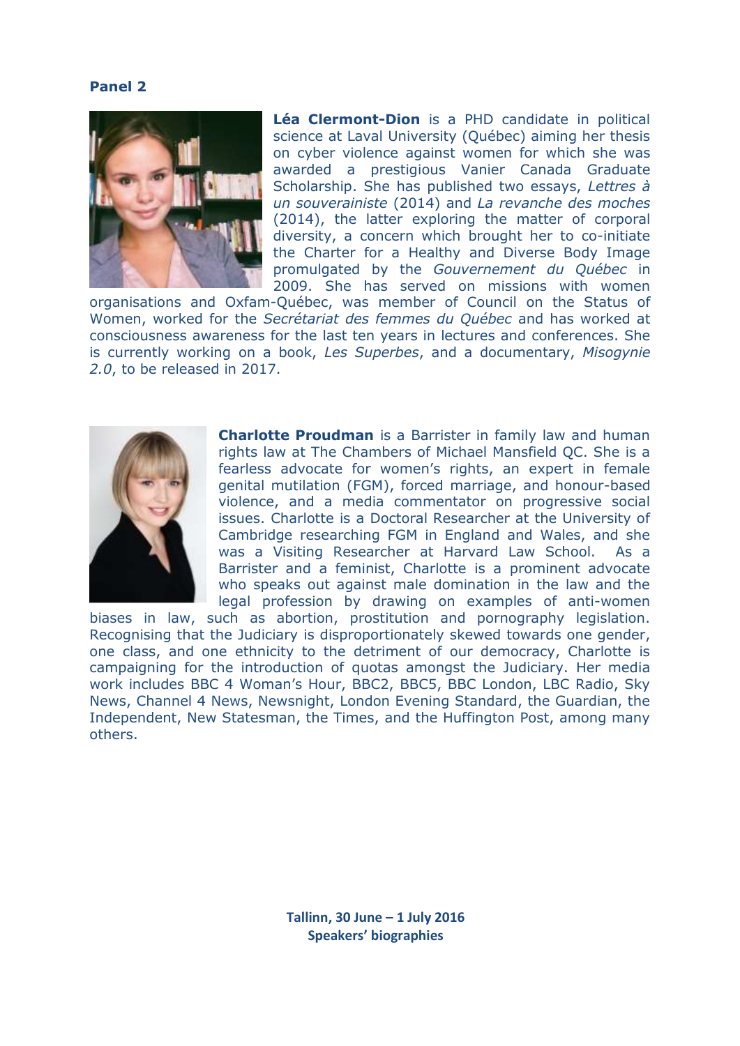## Panel 2

**Léa Clermont-Dion** is a PHD candidate in political science at Laval University (Québec) aiming her thesis on cyber violence against women for which she was awarded a prestigious Vanier Canada Graduate Scholarship. She has published two essays, *Lettres à un souverainiste* (2014) and *La revanche des moches* (2014), the latter exploring the matter of corporal diversity, a concern which brought her to co-initiate the Charter for a Healthy and Diverse Body Image promulgated by the *Gouvernement du Québec* in 2009. She has served on missions with women organisations and Oxfam-Québec, was member of Council on the Status of Women, worked for the *Secrétariat des femmes du Québec* and has worked at consciousness awareness for the last ten years in lectures and conferences. She is currently working on a book, *Les Superbes*, and a documentary, *Misogynie 2.0*, to be released in 2017.

**Charlotte Proudman** is a Barrister in family law and human rights law at The Chambers of Michael Mansfield QC. She is a fearless advocate for women's rights, an expert in female genital mutilation (FGM), forced marriage, and honour-based violence, and a media commentator on progressive social issues. Charlotte is a Doctoral Researcher at the University of Cambridge researching FGM in England and Wales, and she was a Visiting Researcher at Harvard Law School. As a Barrister and a feminist, Charlotte is a prominent advocate who speaks out against male domination in the law and the legal profession by drawing on examples of anti-women biases in law, such as abortion, prostitution and pornography legislation. Recognising that the Judiciary is disproportionately skewed towards one gender, one class, and one ethnicity to the detriment of our democracy, Charlotte is campaigning for the introduction of quotas amongst the Judiciary. Her media work includes BBC 4 Woman's Hour, BBC2, BBC5, BBC London, LBC Radio, Sky News, Channel 4 News, Newsnight, London Evening Standard, the Guardian, the Independent, New Statesman, the Times, and the Huffington Post, among many others.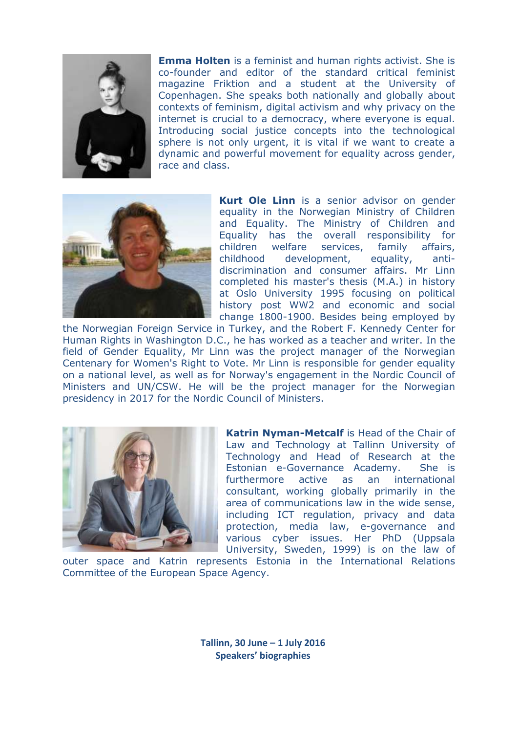**Emma Holten** is a feminist and human rights activist. She is co-founder and editor of the standard critical feminist magazine Friktion and a student at the University of Copenhagen. She speaks both nationally and globally about contexts of feminism, digital activism and why privacy on the internet is crucial to a democracy, where everyone is equal. Introducing social justice concepts into the technological sphere is not only urgent, it is vital if we want to create a dynamic and powerful movement for equality across gender, race and class.

**Kurt Ole Linn** is a senior advisor on gender equality in the Norwegian Ministry of Children and Equality. The Ministry of Children and Equality has the overall responsibility for children welfare services, family affairs, childhood development, equality, anti-discrimination and consumer affairs. Mr Linn completed his master's thesis (M.A.) in history at Oslo University 1995 focusing on political history post WW2 and economic and social change 1800-1900. Besides being employed by the Norwegian Foreign Service in Turkey, and the Robert F. Kennedy Center for Human Rights in Washington D.C., he has worked as a teacher and writer. In the field of Gender Equality, Mr Linn was the project manager of the Norwegian Centenary for Women's Right to Vote. Mr Linn is responsible for gender equality on a national level, as well as for Norway's engagement in the Nordic Council of Ministers and UN/CSW. He will be the project manager for the Norwegian presidency in 2017 for the Nordic Council of Ministers.

**Katrin Nyman-Metcalf** is Head of the Chair of Law and Technology at Tallinn University of Technology and Head of Research at the Estonian e-Governance Academy. She is furthermore active as an international consultant, working globally primarily in the area of communications law in the wide sense, including ICT regulation, privacy and data protection, media law, e-governance and various cyber issues. Her PhD (Uppsala University, Sweden, 1999) is on the law of outer space and Katrin represents Estonia in the International Relations Committee of the European Space Agency.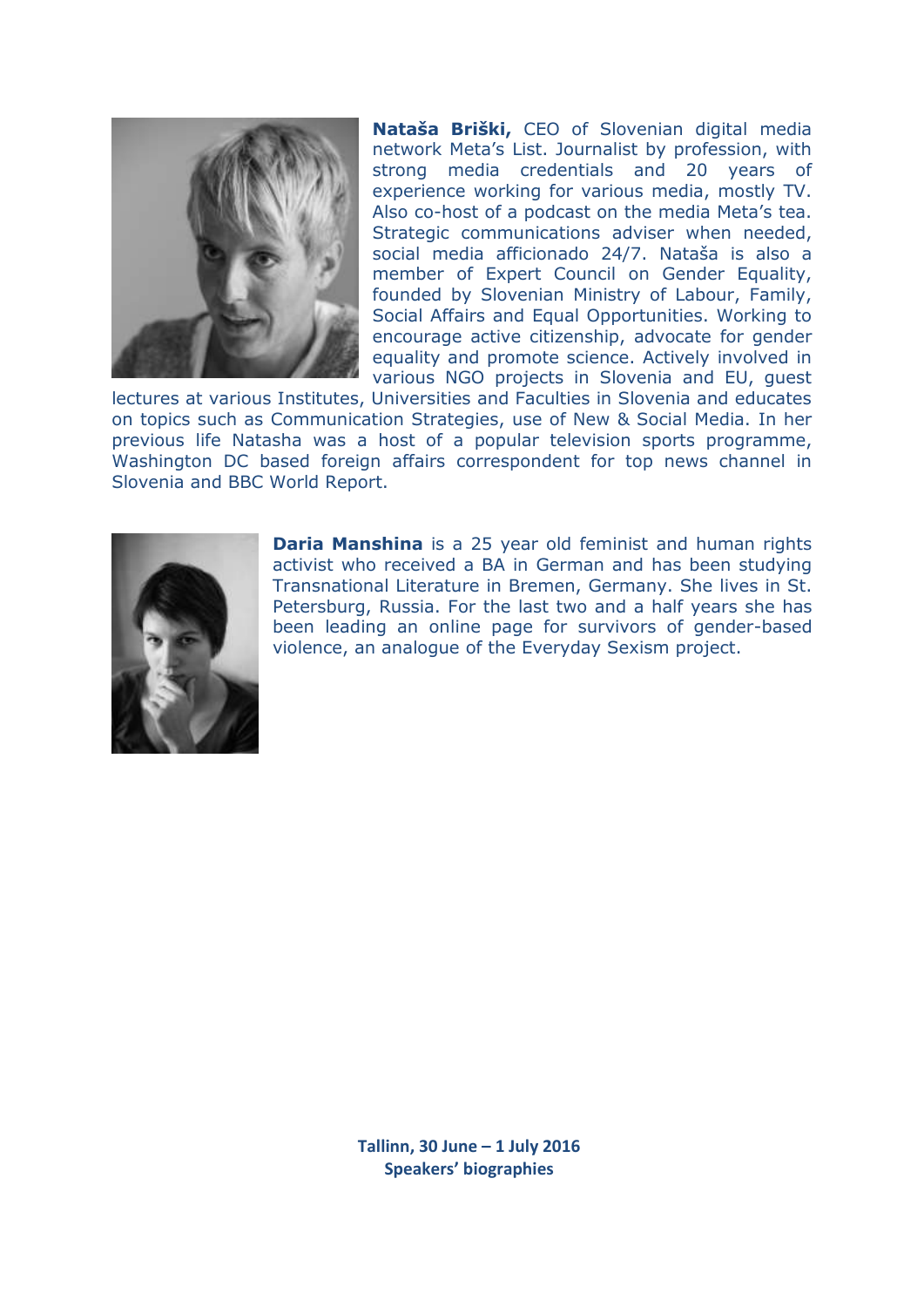**Nataša Briški,** CEO of Slovenian digital media network Meta's List. Journalist by profession, with strong media credentials and 20 years of experience working for various media, mostly TV. Also co-host of a podcast on the media Meta's tea. Strategic communications adviser when needed, social media afficionado 24/7. Nataša is also a member of Expert Council on Gender Equality, founded by Slovenian Ministry of Labour, Family, Social Affairs and Equal Opportunities. Working to encourage active citizenship, advocate for gender equality and promote science. Actively involved in various NGO projects in Slovenia and EU, guest lectures at various Institutes, Universities and Faculties in Slovenia and educates on topics such as Communication Strategies, use of New & Social Media. In her previous life Natasha was a host of a popular television sports programme, Washington DC based foreign affairs correspondent for top news channel in Slovenia and BBC World Report.

**Daria Manshina** is a 25 year old feminist and human rights activist who received a BA in German and has been studying Transnational Literature in Bremen, Germany. She lives in St. Petersburg, Russia. For the last two and a half years she has been leading an online page for survivors of gender-based violence, an analogue of the Everyday Sexism project.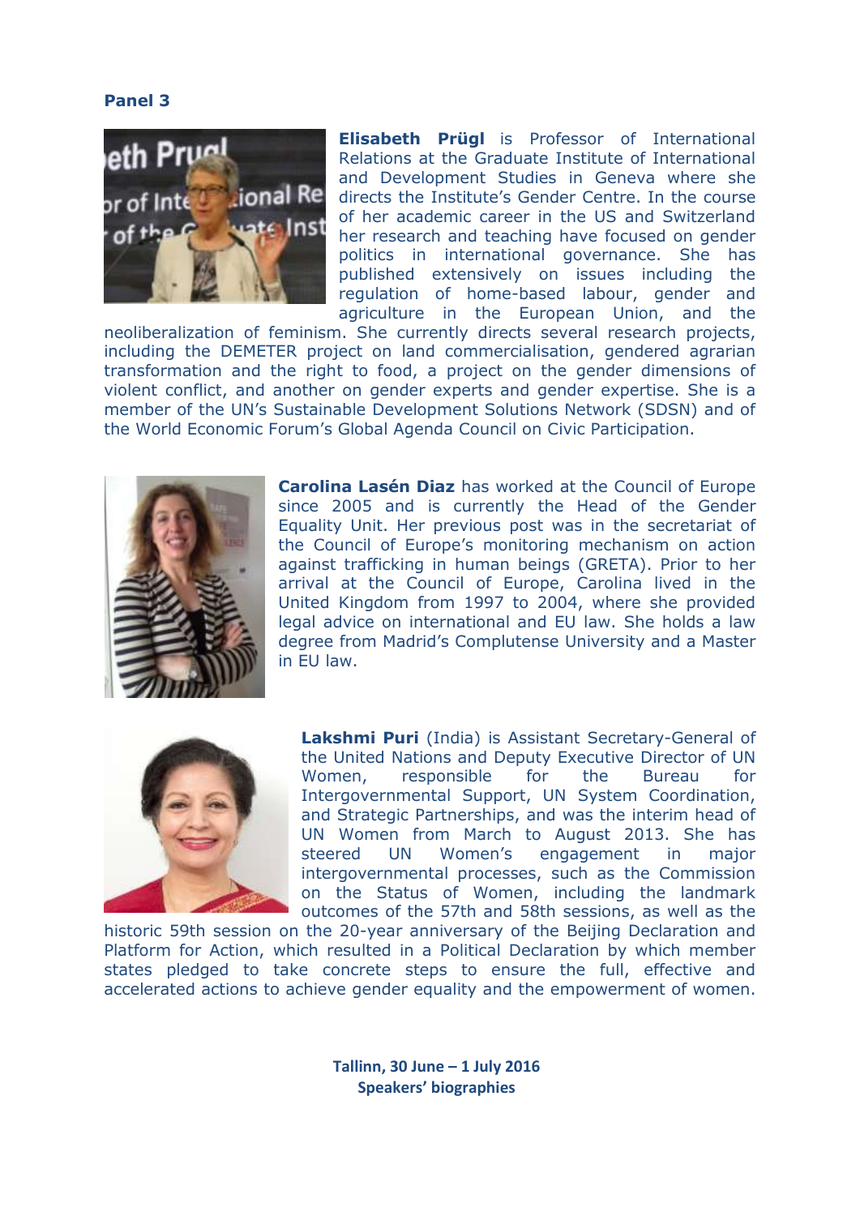**Panel 3**

**Elisabeth Prügl** is Professor of International Relations at the Graduate Institute of International and Development Studies in Geneva where she directs the Institute's Gender Centre. In the course of her academic career in the US and Switzerland her research and teaching have focused on gender politics in international governance. She has published extensively on issues including the regulation of home-based labour, gender and agriculture in the European Union, and the neoliberalization of feminism. She currently directs several research projects, including the DEMETER project on land commercialisation, gendered agrarian transformation and the right to food, a project on the gender dimensions of violent conflict, and another on gender experts and gender expertise. She is a member of the UN's Sustainable Development Solutions Network (SDSN) and of the World Economic Forum's Global Agenda Council on Civic Participation.

**Carolina Lasén Diaz** has worked at the Council of Europe since 2005 and is currently the Head of the Gender Equality Unit. Her previous post was in the secretariat of the Council of Europe's monitoring mechanism on action against trafficking in human beings (GRETA). Prior to her arrival at the Council of Europe, Carolina lived in the United Kingdom from 1997 to 2004, where she provided legal advice on international and EU law. She holds a law degree from Madrid's Complutense University and a Master in EU law.

**Lakshmi Puri** (India) is Assistant Secretary-General of the United Nations and Deputy Executive Director of UN Women, responsible for the Bureau for Intergovernmental Support, UN System Coordination, and Strategic Partnerships, and was the interim head of UN Women from March to August 2013. She has steered UN Women's engagement in major intergovernmental processes, such as the Commission on the Status of Women, including the landmark outcomes of the 57th and 58th sessions, as well as the historic 59th session on the 20-year anniversary of the Beijing Declaration and Platform for Action, which resulted in a Political Declaration by which member states pledged to take concrete steps to ensure the full, effective and accelerated actions to achieve gender equality and the empowerment of women.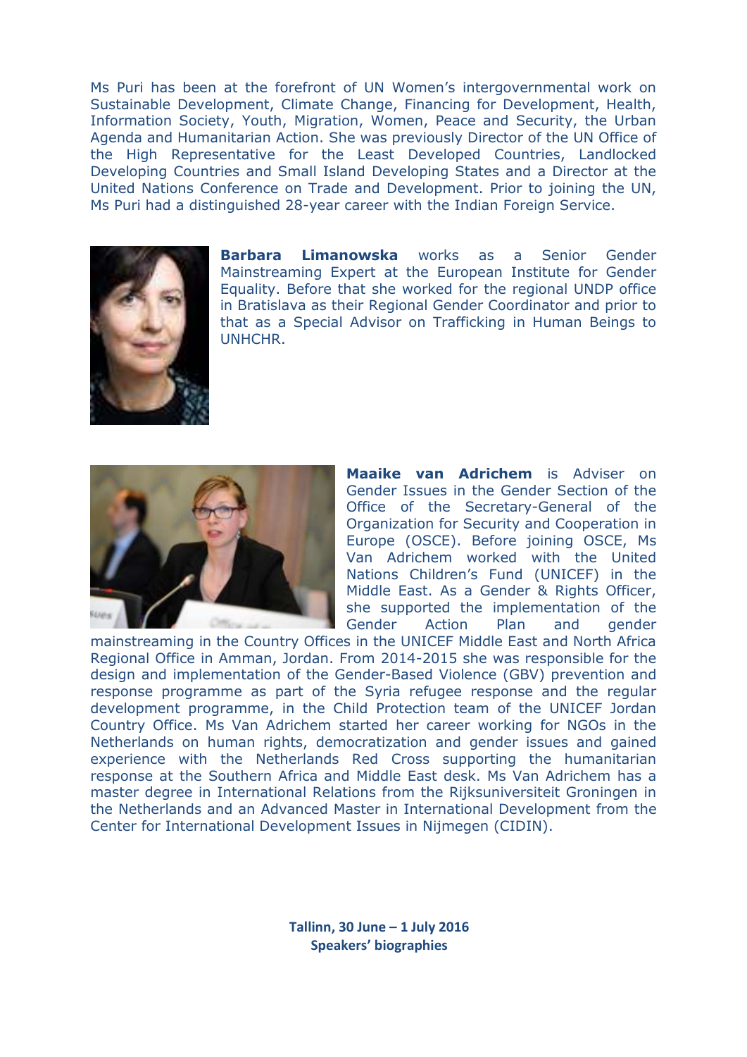Ms Puri has been at the forefront of UN Women's intergovernmental work on Sustainable Development, Climate Change, Financing for Development, Health, Information Society, Youth, Migration, Women, Peace and Security, the Urban Agenda and Humanitarian Action. She was previously Director of the UN Office of the High Representative for the Least Developed Countries, Landlocked Developing Countries and Small Island Developing States and a Director at the United Nations Conference on Trade and Development. Prior to joining the UN, Ms Puri had a distinguished 28-year career with the Indian Foreign Service.

**Barbara Limanowska** works as a Senior Gender Mainstreaming Expert at the European Institute for Gender Equality. Before that she worked for the regional UNDP office in Bratislava as their Regional Gender Coordinator and prior to that as a Special Advisor on Trafficking in Human Beings to UNHCHR.

**Maaike van Adrichem** is Adviser on Gender Issues in the Gender Section of the Office of the Secretary-General of the Organization for Security and Cooperation in Europe (OSCE). Before joining OSCE, Ms Van Adrichem worked with the United Nations Children's Fund (UNICEF) in the Middle East. As a Gender & Rights Officer, she supported the implementation of the Gender Action Plan and gender mainstreaming in the Country Offices in the UNICEF Middle East and North Africa Regional Office in Amman, Jordan. From 2014-2015 she was responsible for the design and implementation of the Gender-Based Violence (GBV) prevention and response programme as part of the Syria refugee response and the regular development programme, in the Child Protection team of the UNICEF Jordan Country Office. Ms Van Adrichem started her career working for NGOs in the Netherlands on human rights, democratization and gender issues and gained experience with the Netherlands Red Cross supporting the humanitarian response at the Southern Africa and Middle East desk. Ms Van Adrichem has a master degree in International Relations from the Rijksuniversiteit Groningen in the Netherlands and an Advanced Master in International Development from the Center for International Development Issues in Nijmegen (CIDIN).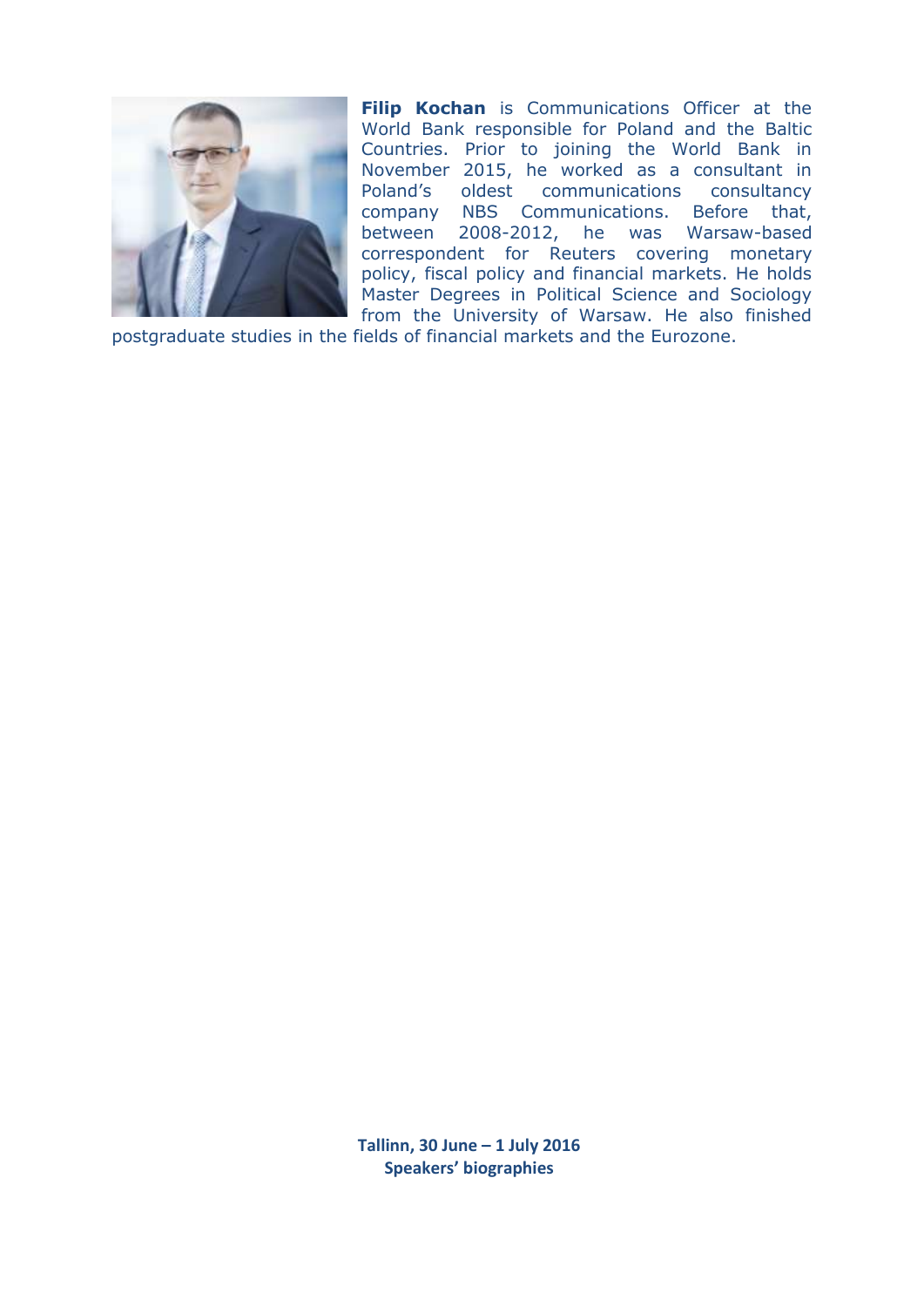**Filip Kochan** is Communications Officer at the World Bank responsible for Poland and the Baltic Countries. Prior to joining the World Bank in November 2015, he worked as a consultant in Poland's oldest communications consultancy company NBS Communications. Before that, between 2008-2012, he was Warsaw-based correspondent for Reuters covering monetary policy, fiscal policy and financial markets. He holds Master Degrees in Political Science and Sociology from the University of Warsaw. He also finished postgraduate studies in the fields of financial markets and the Eurozone.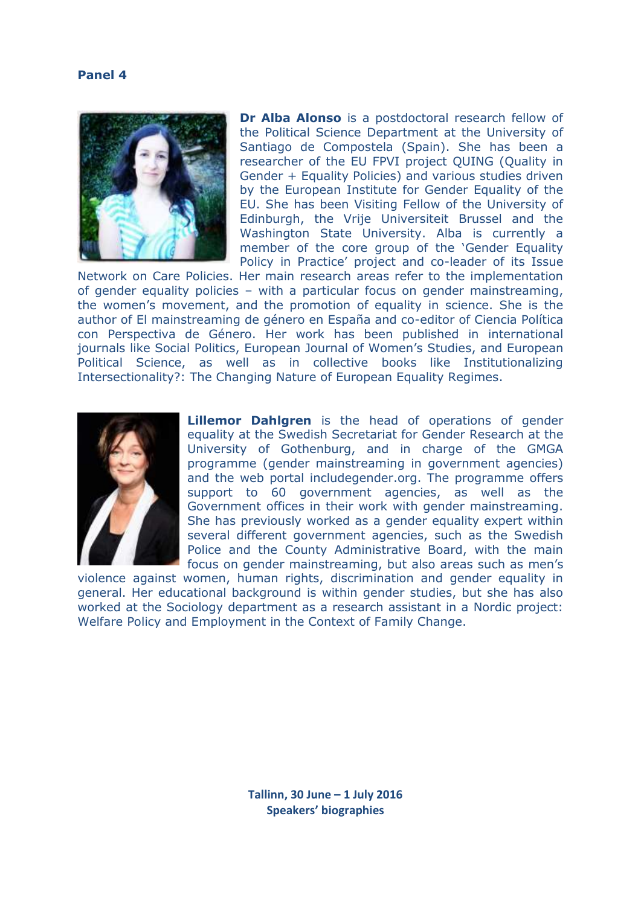## Panel 4

**Dr Alba Alonso** is a postdoctoral research fellow of the Political Science Department at the University of Santiago de Compostela (Spain). She has been a researcher of the EU FPVI project QUING (Quality in Gender + Equality Policies) and various studies driven by the European Institute for Gender Equality of the EU. She has been Visiting Fellow of the University of Edinburgh, the Vrije Universiteit Brussel and the Washington State University. Alba is currently a member of the core group of the 'Gender Equality Policy in Practice' project and co-leader of its Issue Network on Care Policies. Her main research areas refer to the implementation of gender equality policies – with a particular focus on gender mainstreaming, the women's movement, and the promotion of equality in science. She is the author of El mainstreaming de género en España and co-editor of Ciencia Política con Perspectiva de Género. Her work has been published in international journals like Social Politics, European Journal of Women's Studies, and European Political Science, as well as in collective books like Institutionalizing Intersectionality?: The Changing Nature of European Equality Regimes.

**Lillemor Dahlgren** is the head of operations of gender equality at the Swedish Secretariat for Gender Research at the University of Gothenburg, and in charge of the GMGA programme (gender mainstreaming in government agencies) and the web portal includegender.org. The programme offers support to 60 government agencies, as well as the Government offices in their work with gender mainstreaming. She has previously worked as a gender equality expert within several different government agencies, such as the Swedish Police and the County Administrative Board, with the main focus on gender mainstreaming, but also areas such as men's violence against women, human rights, discrimination and gender equality in general. Her educational background is within gender studies, but she has also worked at the Sociology department as a research assistant in a Nordic project: Welfare Policy and Employment in the Context of Family Change.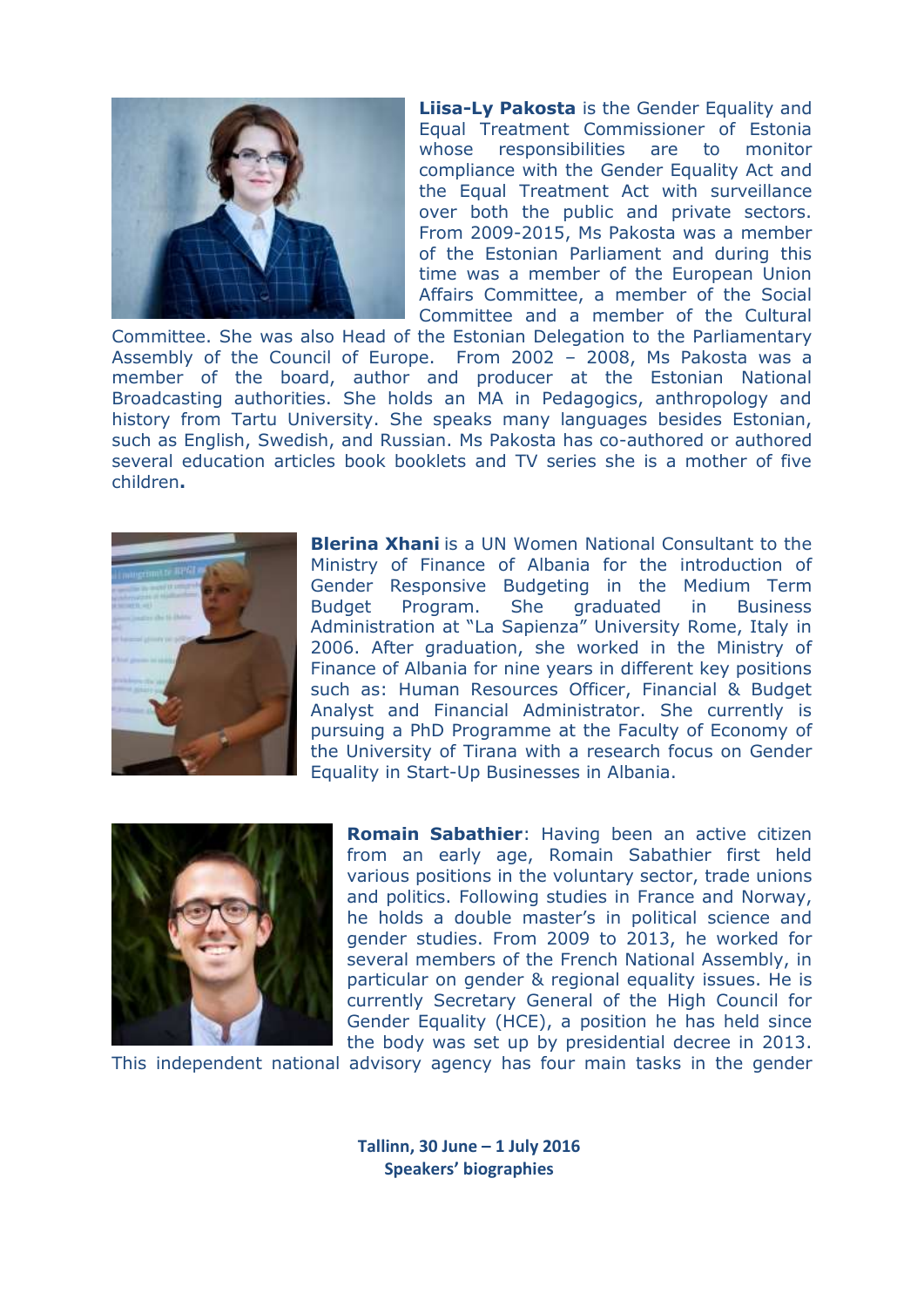**Liisa-Ly Pakosta** is the Gender Equality and Equal Treatment Commissioner of Estonia whose responsibilities are to monitor compliance with the Gender Equality Act and the Equal Treatment Act with surveillance over both the public and private sectors. From 2009-2015, Ms Pakosta was a member of the Estonian Parliament and during this time was a member of the European Union Affairs Committee, a member of the Social Committee and a member of the Cultural Committee. She was also Head of the Estonian Delegation to the Parliamentary Assembly of the Council of Europe. From 2002 – 2008, Ms Pakosta was a member of the board, author and producer at the Estonian National Broadcasting authorities. She holds an MA in Pedagogics, anthropology and history from Tartu University. She speaks many languages besides Estonian, such as English, Swedish, and Russian. Ms Pakosta has co-authored or authored several education articles book booklets and TV series she is a mother of five children**.**

**Blerina Xhani** is a UN Women National Consultant to the Ministry of Finance of Albania for the introduction of Gender Responsive Budgeting in the Medium Term Budget Program. She graduated in Business Administration at "La Sapienza" University Rome, Italy in 2006. After graduation, she worked in the Ministry of Finance of Albania for nine years in different key positions such as: Human Resources Officer, Financial & Budget Analyst and Financial Administrator. She currently is pursuing a PhD Programme at the Faculty of Economy of the University of Tirana with a research focus on Gender Equality in Start-Up Businesses in Albania.

**Romain Sabathier**: Having been an active citizen from an early age, Romain Sabathier first held various positions in the voluntary sector, trade unions and politics. Following studies in France and Norway, he holds a double master's in political science and gender studies. From 2009 to 2013, he worked for several members of the French National Assembly, in particular on gender & regional equality issues. He is currently Secretary General of the High Council for Gender Equality (HCE), a position he has held since the body was set up by presidential decree in 2013. This independent national advisory agency has four main tasks in the gender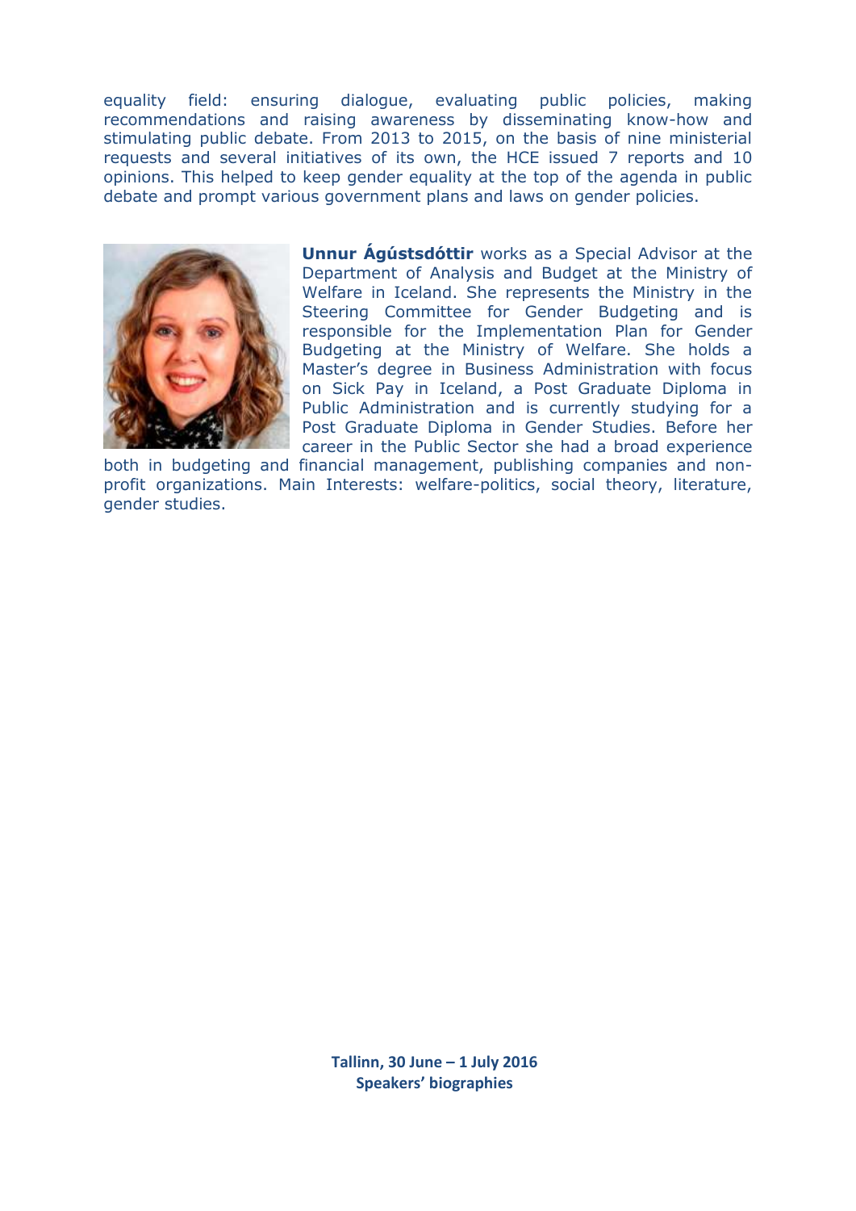equality field: ensuring dialogue, evaluating public policies, making recommendations and raising awareness by disseminating know-how and stimulating public debate. From 2013 to 2015, on the basis of nine ministerial requests and several initiatives of its own, the HCE issued 7 reports and 10 opinions. This helped to keep gender equality at the top of the agenda in public debate and prompt various government plans and laws on gender policies.

**Unnur Ágústsdóttir** works as a Special Advisor at the Department of Analysis and Budget at the Ministry of Welfare in Iceland. She represents the Ministry in the Steering Committee for Gender Budgeting and is responsible for the Implementation Plan for Gender Budgeting at the Ministry of Welfare. She holds a Master's degree in Business Administration with focus on Sick Pay in Iceland, a Post Graduate Diploma in Public Administration and is currently studying for a Post Graduate Diploma in Gender Studies. Before her career in the Public Sector she had a broad experience both in budgeting and financial management, publishing companies and non-profit organizations. Main Interests: welfare-politics, social theory, literature, gender studies.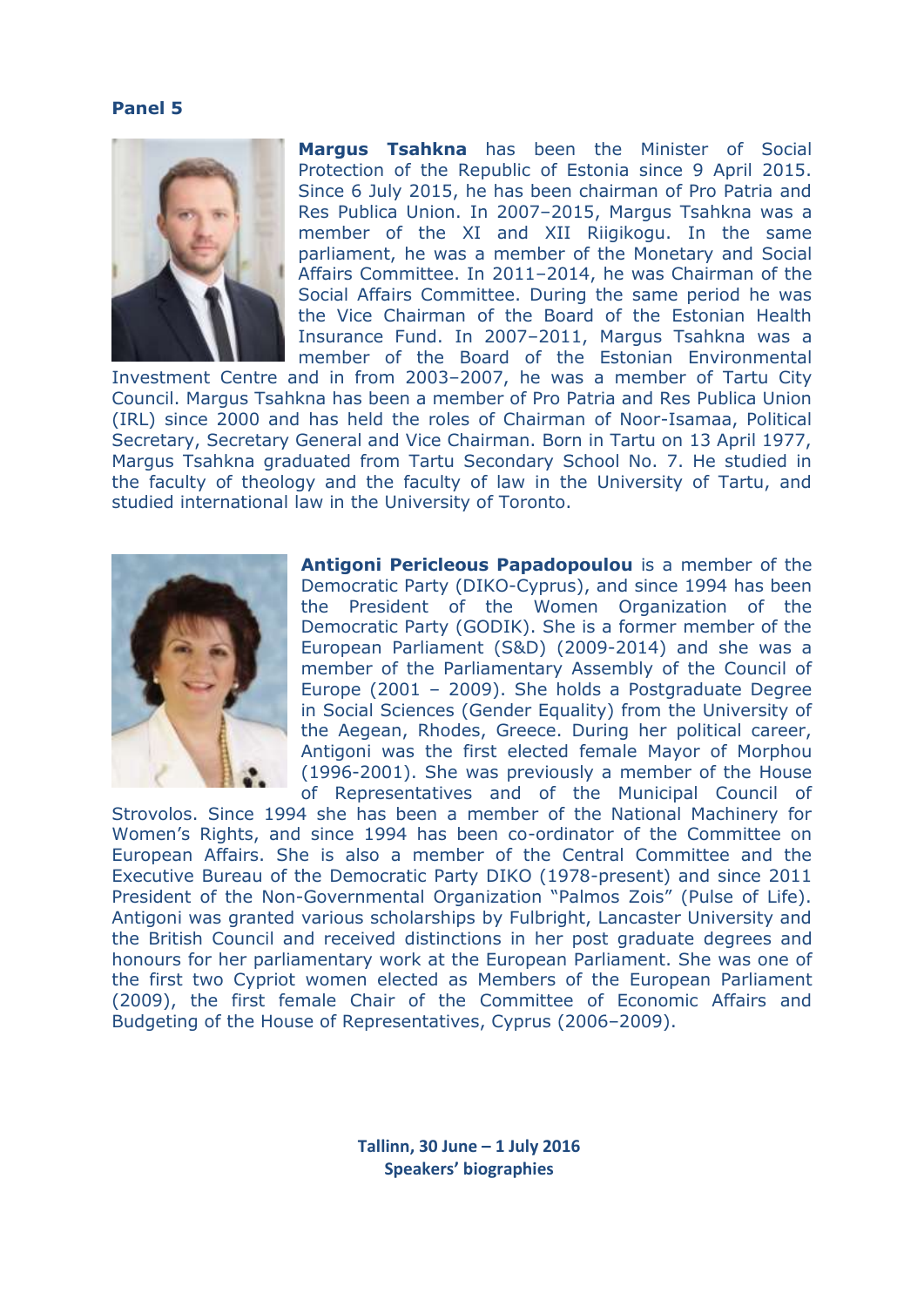## Panel 5

**Margus Tsahkna** has been the Minister of Social Protection of the Republic of Estonia since 9 April 2015. Since 6 July 2015, he has been chairman of Pro Patria and Res Publica Union. In 2007–2015, Margus Tsahkna was a member of the XI and XII Riigikogu. In the same parliament, he was a member of the Monetary and Social Affairs Committee. In 2011–2014, he was Chairman of the Social Affairs Committee. During the same period he was the Vice Chairman of the Board of the Estonian Health Insurance Fund. In 2007–2011, Margus Tsahkna was a member of the Board of the Estonian Environmental Investment Centre and in from 2003–2007, he was a member of Tartu City Council. Margus Tsahkna has been a member of Pro Patria and Res Publica Union (IRL) since 2000 and has held the roles of Chairman of Noor-Isamaa, Political Secretary, Secretary General and Vice Chairman. Born in Tartu on 13 April 1977, Margus Tsahkna graduated from Tartu Secondary School No. 7. He studied in the faculty of theology and the faculty of law in the University of Tartu, and studied international law in the University of Toronto.

**Antigoni Pericleous Papadopoulou** is a member of the Democratic Party (DIKO-Cyprus), and since 1994 has been the President of the Women Organization of the Democratic Party (GODIK). She is a former member of the European Parliament (S&D) (2009-2014) and she was a member of the Parliamentary Assembly of the Council of Europe (2001 – 2009). She holds a Postgraduate Degree in Social Sciences (Gender Equality) from the University of the Aegean, Rhodes, Greece. During her political career, Antigoni was the first elected female Mayor of Morphou (1996-2001). She was previously a member of the House of Representatives and of the Municipal Council of Strovolos. Since 1994 she has been a member of the National Machinery for Women's Rights, and since 1994 has been co-ordinator of the Committee on European Affairs. She is also a member of the Central Committee and the Executive Bureau of the Democratic Party DIKO (1978-present) and since 2011 President of the Non-Governmental Organization "Palmos Zois" (Pulse of Life). Antigoni was granted various scholarships by Fulbright, Lancaster University and the British Council and received distinctions in her post graduate degrees and honours for her parliamentary work at the European Parliament. She was one of the first two Cypriot women elected as Members of the European Parliament (2009), the first female Chair of the Committee of Economic Affairs and Budgeting of the House of Representatives, Cyprus (2006–2009).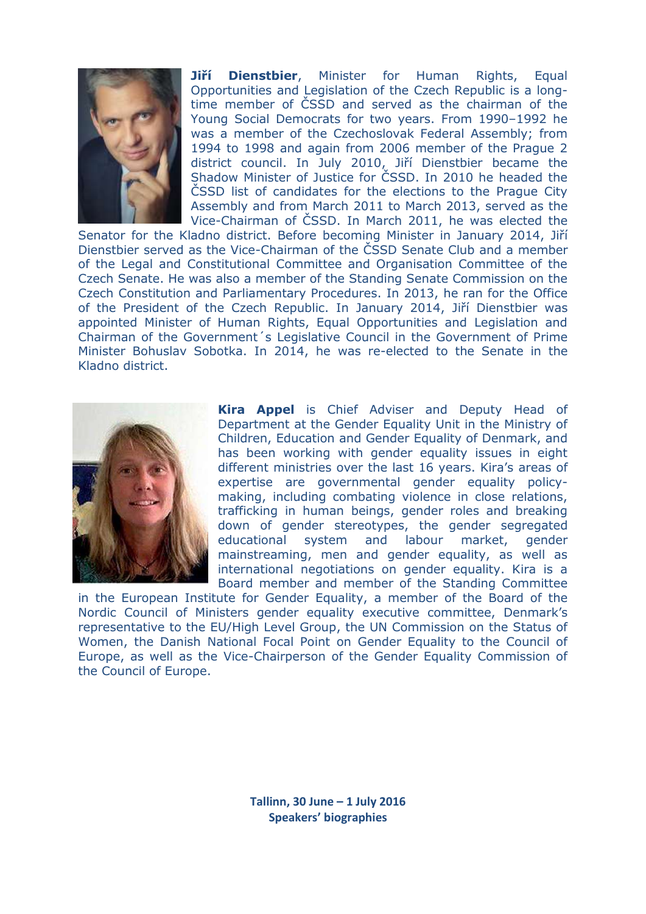**Jiří Dienstbier**, Minister for Human Rights, Equal Opportunities and Legislation of the Czech Republic is a long-time member of ČSSD and served as the chairman of the Young Social Democrats for two years. From 1990–1992 he was a member of the Czechoslovak Federal Assembly; from 1994 to 1998 and again from 2006 member of the Prague 2 district council. In July 2010, Jiří Dienstbier became the Shadow Minister of Justice for ČSSD. In 2010 he headed the ČSSD list of candidates for the elections to the Prague City Assembly and from March 2011 to March 2013, served as the Vice-Chairman of ČSSD. In March 2011, he was elected the Senator for the Kladno district. Before becoming Minister in January 2014, Jiří Dienstbier served as the Vice-Chairman of the ČSSD Senate Club and a member of the Legal and Constitutional Committee and Organisation Committee of the Czech Senate. He was also a member of the Standing Senate Commission on the Czech Constitution and Parliamentary Procedures. In 2013, he ran for the Office of the President of the Czech Republic. In January 2014, Jiří Dienstbier was appointed Minister of Human Rights, Equal Opportunities and Legislation and Chairman of the Government´s Legislative Council in the Government of Prime Minister Bohuslav Sobotka. In 2014, he was re-elected to the Senate in the Kladno district.

**Kira Appel** is Chief Adviser and Deputy Head of Department at the Gender Equality Unit in the Ministry of Children, Education and Gender Equality of Denmark, and has been working with gender equality issues in eight different ministries over the last 16 years. Kira's areas of expertise are governmental gender equality policy-making, including combating violence in close relations, trafficking in human beings, gender roles and breaking down of gender stereotypes, the gender segregated educational system and labour market, gender mainstreaming, men and gender equality, as well as international negotiations on gender equality. Kira is a Board member and member of the Standing Committee in the European Institute for Gender Equality, a member of the Board of the Nordic Council of Ministers gender equality executive committee, Denmark's representative to the EU/High Level Group, the UN Commission on the Status of Women, the Danish National Focal Point on Gender Equality to the Council of Europe, as well as the Vice-Chairperson of the Gender Equality Commission of the Council of Europe.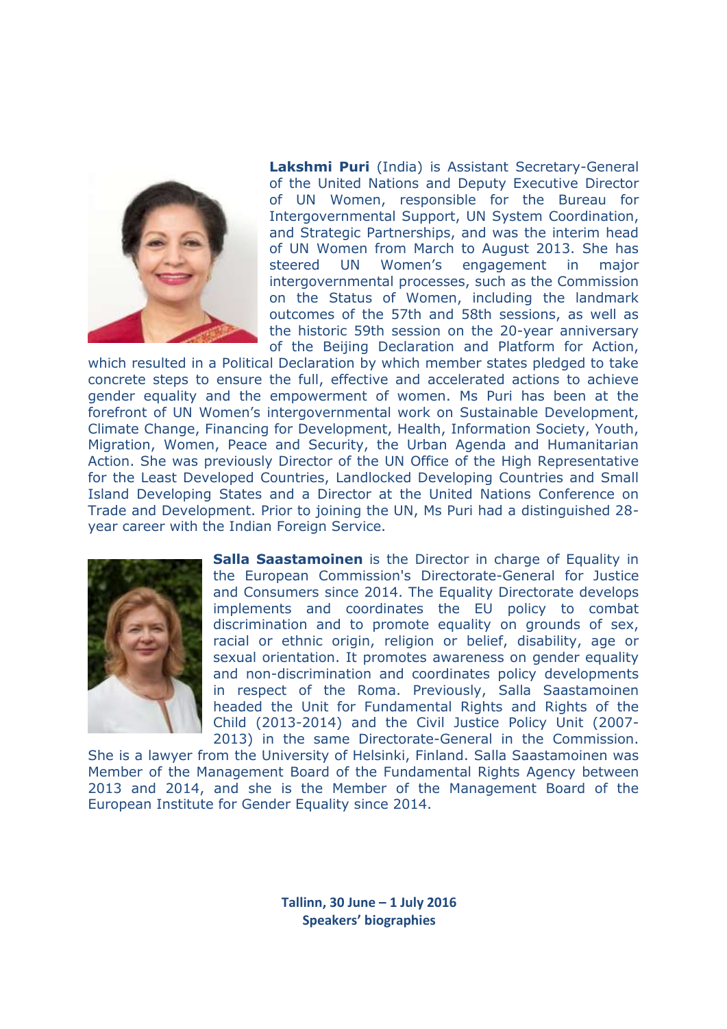**Lakshmi Puri** (India) is Assistant Secretary-General of the United Nations and Deputy Executive Director of UN Women, responsible for the Bureau for Intergovernmental Support, UN System Coordination, and Strategic Partnerships, and was the interim head of UN Women from March to August 2013. She has steered UN Women's engagement in major intergovernmental processes, such as the Commission on the Status of Women, including the landmark outcomes of the 57th and 58th sessions, as well as the historic 59th session on the 20-year anniversary of the Beijing Declaration and Platform for Action, which resulted in a Political Declaration by which member states pledged to take concrete steps to ensure the full, effective and accelerated actions to achieve gender equality and the empowerment of women. Ms Puri has been at the forefront of UN Women's intergovernmental work on Sustainable Development, Climate Change, Financing for Development, Health, Information Society, Youth, Migration, Women, Peace and Security, the Urban Agenda and Humanitarian Action. She was previously Director of the UN Office of the High Representative for the Least Developed Countries, Landlocked Developing Countries and Small Island Developing States and a Director at the United Nations Conference on Trade and Development. Prior to joining the UN, Ms Puri had a distinguished 28-year career with the Indian Foreign Service.

**Salla Saastamoinen** is the Director in charge of Equality in the European Commission's Directorate-General for Justice and Consumers since 2014. The Equality Directorate develops implements and coordinates the EU policy to combat discrimination and to promote equality on grounds of sex, racial or ethnic origin, religion or belief, disability, age or sexual orientation. It promotes awareness on gender equality and non-discrimination and coordinates policy developments in respect of the Roma. Previously, Salla Saastamoinen headed the Unit for Fundamental Rights and Rights of the Child (2013-2014) and the Civil Justice Policy Unit (2007-2013) in the same Directorate-General in the Commission. She is a lawyer from the University of Helsinki, Finland. Salla Saastamoinen was Member of the Management Board of the Fundamental Rights Agency between 2013 and 2014, and she is the Member of the Management Board of the European Institute for Gender Equality since 2014.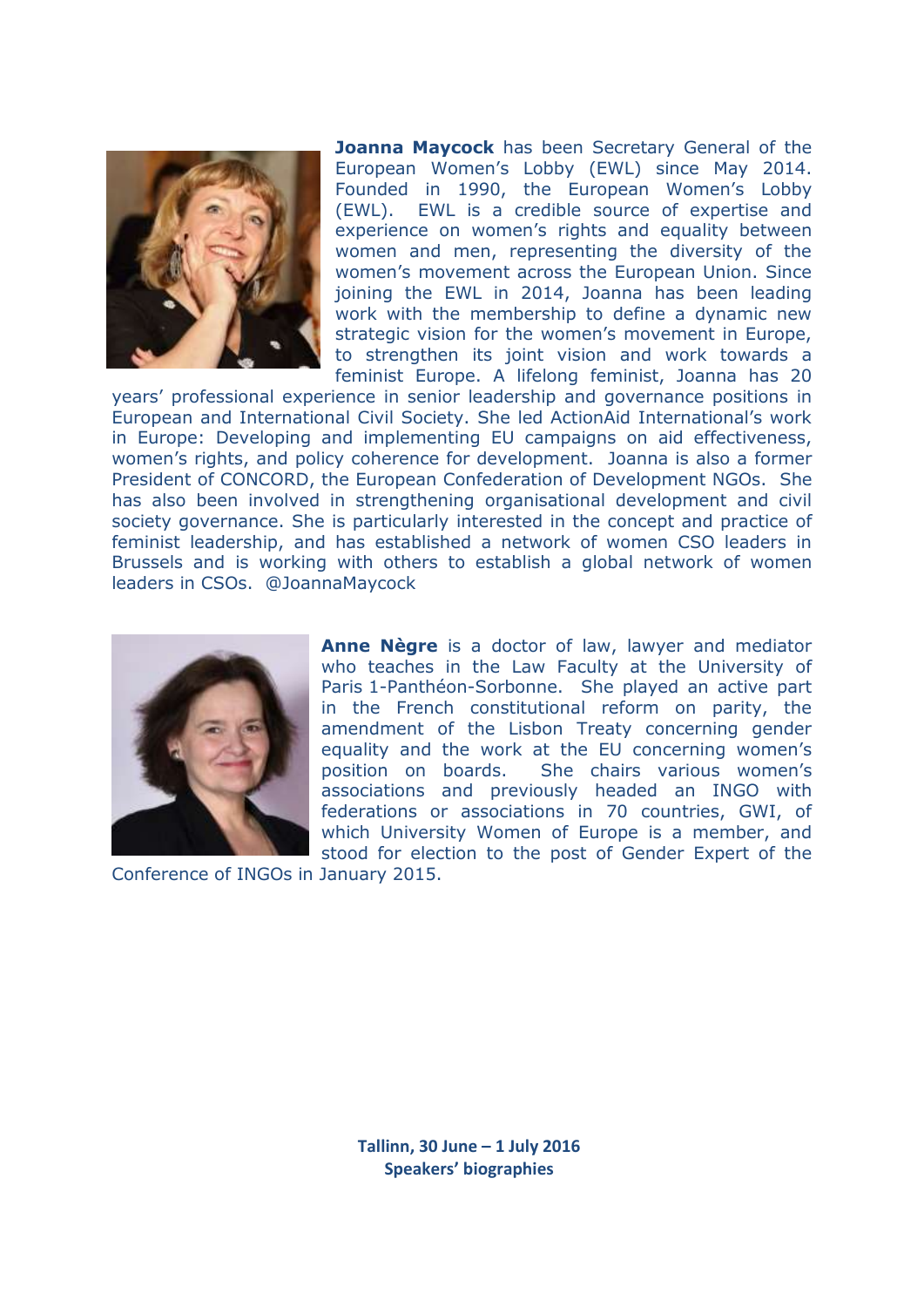**Joanna Maycock** has been Secretary General of the European Women's Lobby (EWL) since May 2014. Founded in 1990, the European Women's Lobby (EWL). EWL is a credible source of expertise and experience on women's rights and equality between women and men, representing the diversity of the women's movement across the European Union. Since joining the EWL in 2014, Joanna has been leading work with the membership to define a dynamic new strategic vision for the women's movement in Europe, to strengthen its joint vision and work towards a feminist Europe. A lifelong feminist, Joanna has 20 years' professional experience in senior leadership and governance positions in European and International Civil Society. She led ActionAid International's work in Europe: Developing and implementing EU campaigns on aid effectiveness, women's rights, and policy coherence for development. Joanna is also a former President of CONCORD, the European Confederation of Development NGOs. She has also been involved in strengthening organisational development and civil society governance. She is particularly interested in the concept and practice of feminist leadership, and has established a network of women CSO leaders in Brussels and is working with others to establish a global network of women leaders in CSOs. @JoannaMaycock

**Anne Nègre** is a doctor of law, lawyer and mediator who teaches in the Law Faculty at the University of Paris 1-Panthéon-Sorbonne. She played an active part in the French constitutional reform on parity, the amendment of the Lisbon Treaty concerning gender equality and the work at the EU concerning women's position on boards. She chairs various women's associations and previously headed an INGO with federations or associations in 70 countries, GWI, of which University Women of Europe is a member, and stood for election to the post of Gender Expert of the Conference of INGOs in January 2015.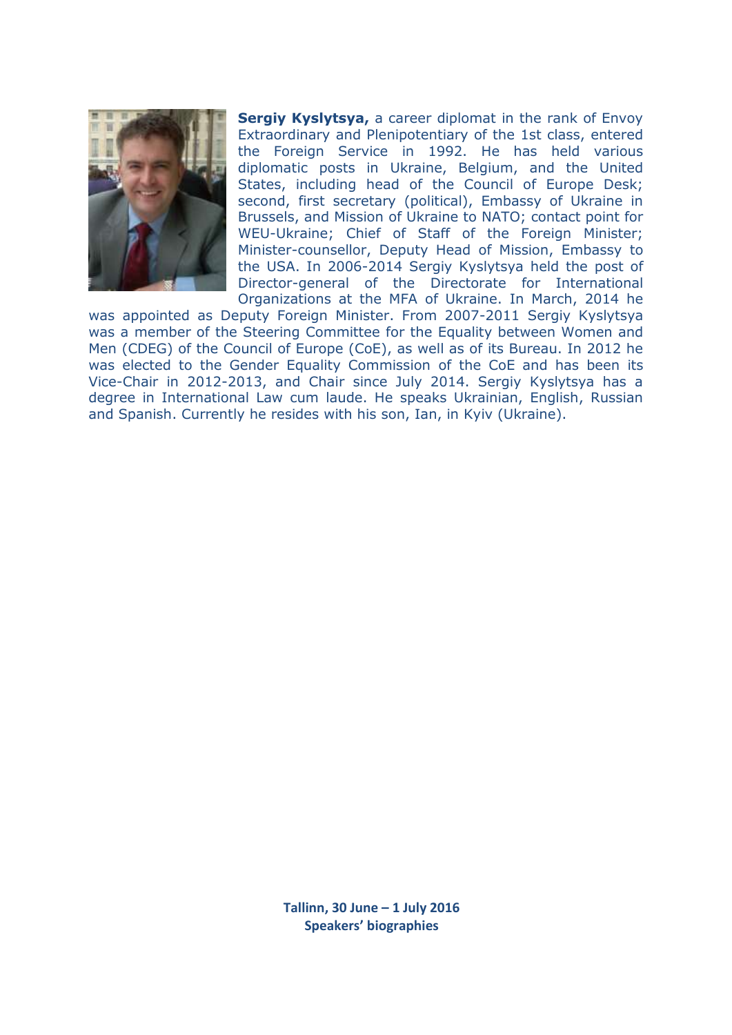**Sergiy Kyslytsya,** a career diplomat in the rank of Envoy Extraordinary and Plenipotentiary of the 1st class, entered the Foreign Service in 1992. He has held various diplomatic posts in Ukraine, Belgium, and the United States, including head of the Council of Europe Desk; second, first secretary (political), Embassy of Ukraine in Brussels, and Mission of Ukraine to NATO; contact point for WEU-Ukraine; Chief of Staff of the Foreign Minister; Minister-counsellor, Deputy Head of Mission, Embassy to the USA. In 2006-2014 Sergiy Kyslytsya held the post of Director-general of the Directorate for International Organizations at the MFA of Ukraine. In March, 2014 he was appointed as Deputy Foreign Minister. From 2007-2011 Sergiy Kyslytsya was a member of the Steering Committee for the Equality between Women and Men (CDEG) of the Council of Europe (CoE), as well as of its Bureau. In 2012 he was elected to the Gender Equality Commission of the CoE and has been its Vice-Chair in 2012-2013, and Chair since July 2014. Sergiy Kyslytsya has a degree in International Law cum laude. He speaks Ukrainian, English, Russian and Spanish. Currently he resides with his son, Ian, in Kyiv (Ukraine).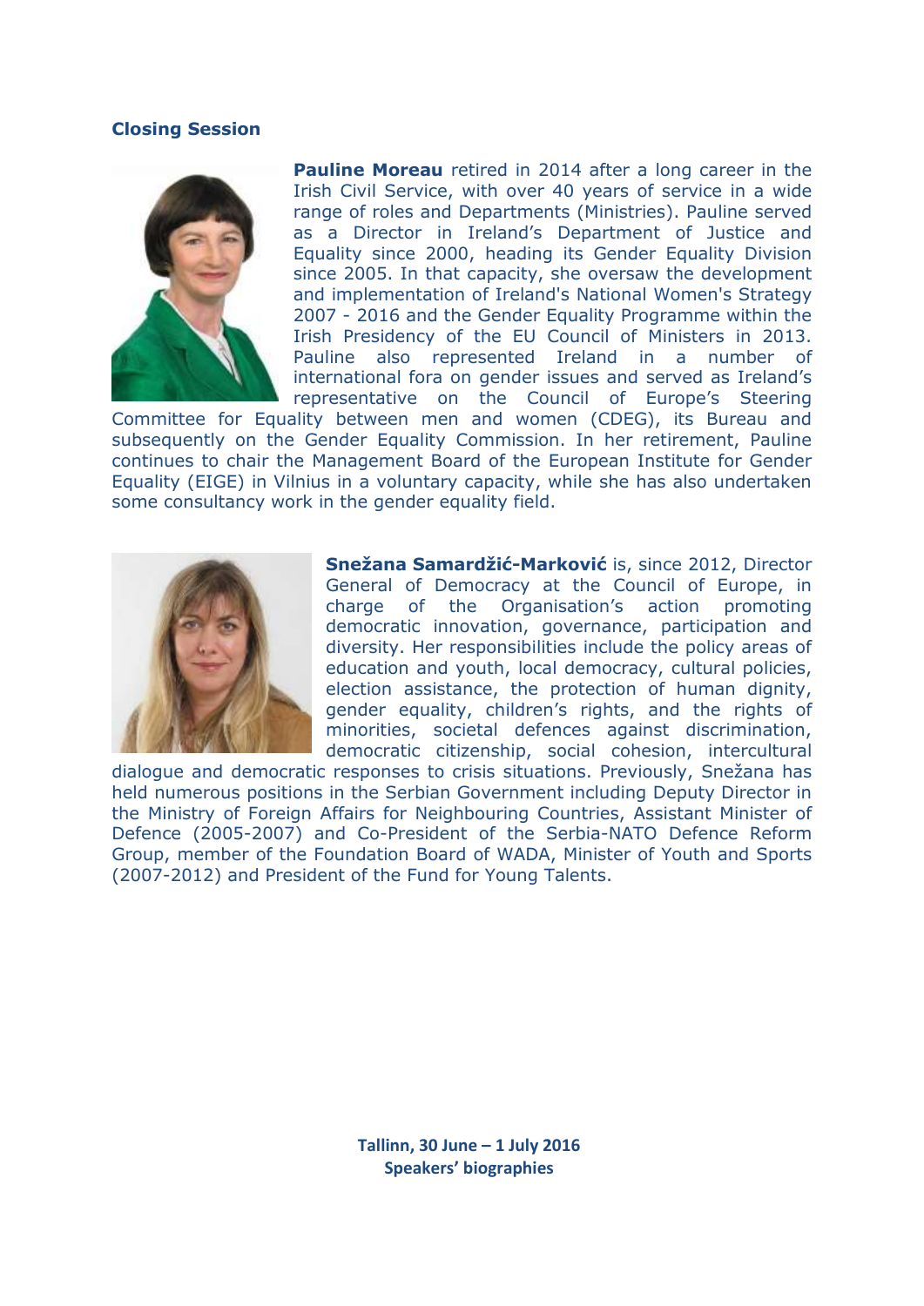## Closing Session

**Pauline Moreau** retired in 2014 after a long career in the Irish Civil Service, with over 40 years of service in a wide range of roles and Departments (Ministries). Pauline served as a Director in Ireland's Department of Justice and Equality since 2000, heading its Gender Equality Division since 2005. In that capacity, she oversaw the development and implementation of Ireland's National Women's Strategy 2007 - 2016 and the Gender Equality Programme within the Irish Presidency of the EU Council of Ministers in 2013. Pauline also represented Ireland in a number of international fora on gender issues and served as Ireland's representative on the Council of Europe's Steering Committee for Equality between men and women (CDEG), its Bureau and subsequently on the Gender Equality Commission. In her retirement, Pauline continues to chair the Management Board of the European Institute for Gender Equality (EIGE) in Vilnius in a voluntary capacity, while she has also undertaken some consultancy work in the gender equality field.

**Snežana Samardžić-Marković** is, since 2012, Director General of Democracy at the Council of Europe, in charge of the Organisation's action promoting democratic innovation, governance, participation and diversity. Her responsibilities include the policy areas of education and youth, local democracy, cultural policies, election assistance, the protection of human dignity, gender equality, children's rights, and the rights of minorities, societal defences against discrimination, democratic citizenship, social cohesion, intercultural dialogue and democratic responses to crisis situations. Previously, Snežana has held numerous positions in the Serbian Government including Deputy Director in the Ministry of Foreign Affairs for Neighbouring Countries, Assistant Minister of Defence (2005-2007) and Co-President of the Serbia-NATO Defence Reform Group, member of the Foundation Board of WADA, Minister of Youth and Sports (2007-2012) and President of the Fund for Young Talents.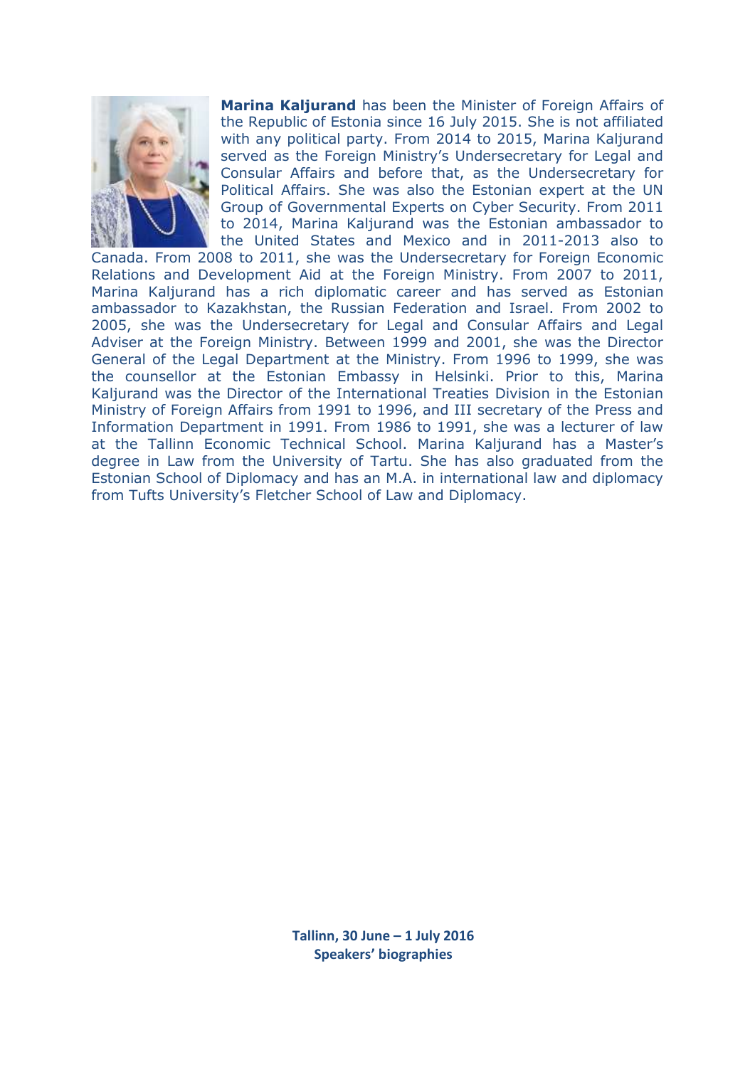**Marina Kaljurand** has been the Minister of Foreign Affairs of the Republic of Estonia since 16 July 2015. She is not affiliated with any political party. From 2014 to 2015, Marina Kaljurand served as the Foreign Ministry's Undersecretary for Legal and Consular Affairs and before that, as the Undersecretary for Political Affairs. She was also the Estonian expert at the UN Group of Governmental Experts on Cyber Security. From 2011 to 2014, Marina Kaljurand was the Estonian ambassador to the United States and Mexico and in 2011-2013 also to Canada. From 2008 to 2011, she was the Undersecretary for Foreign Economic Relations and Development Aid at the Foreign Ministry. From 2007 to 2011, Marina Kaljurand has a rich diplomatic career and has served as Estonian ambassador to Kazakhstan, the Russian Federation and Israel. From 2002 to 2005, she was the Undersecretary for Legal and Consular Affairs and Legal Adviser at the Foreign Ministry. Between 1999 and 2001, she was the Director General of the Legal Department at the Ministry. From 1996 to 1999, she was the counsellor at the Estonian Embassy in Helsinki. Prior to this, Marina Kaljurand was the Director of the International Treaties Division in the Estonian Ministry of Foreign Affairs from 1991 to 1996, and III secretary of the Press and Information Department in 1991. From 1986 to 1991, she was a lecturer of law at the Tallinn Economic Technical School. Marina Kaljurand has a Master's degree in Law from the University of Tartu. She has also graduated from the Estonian School of Diplomacy and has an M.A. in international law and diplomacy from Tufts University's Fletcher School of Law and Diplomacy.